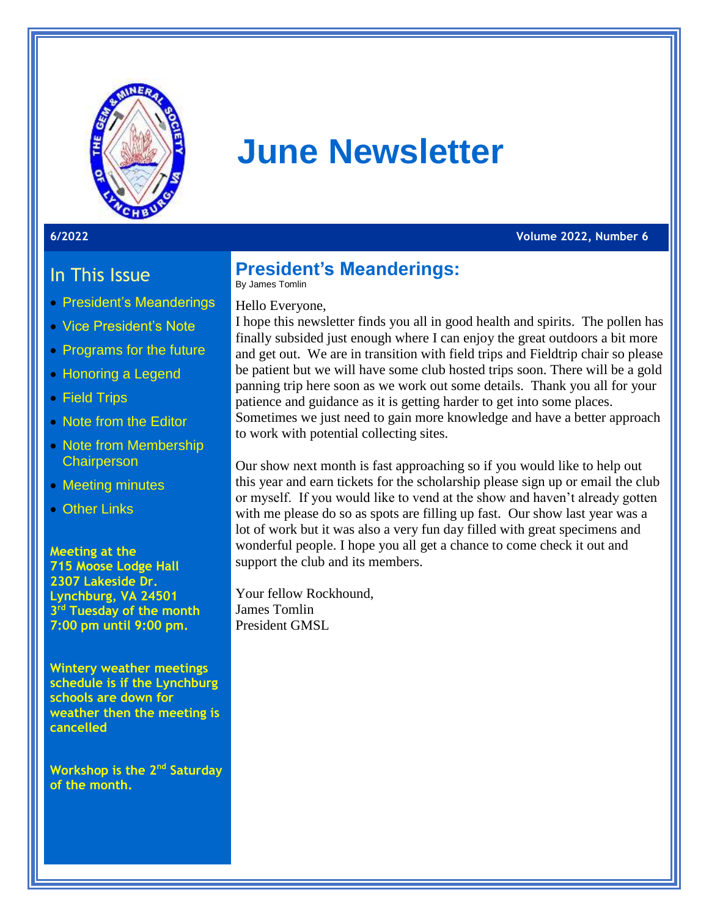# June Newsletter

**6/2022** **Volume 2022, Number 6**

## In This Issue

- President's Meanderings
- Vice President's Note
- Programs for the future
- Honoring a Legend
- Field Trips
- Note from the Editor
- Note from Membership Chairperson
- Meeting minutes
- Other Links

**Meeting at the**
**715 Moose Lodge Hall**
**2307 Lakeside Dr.**
**Lynchburg, VA 24501**
**3rd Tuesday of the month**
**7:00 pm until 9:00 pm.**

**Wintery weather meetings schedule is if the Lynchburg schools are down for weather then the meeting is cancelled**

**Workshop is the 2nd Saturday of the month.**

## President's Meanderings:

By James Tomlin

Hello Everyone,

I hope this newsletter finds you all in good health and spirits. The pollen has finally subsided just enough where I can enjoy the great outdoors a bit more and get out. We are in transition with field trips and Fieldtrip chair so please be patient but we will have some club hosted trips soon. There will be a gold panning trip here soon as we work out some details. Thank you all for your patience and guidance as it is getting harder to get into some places. Sometimes we just need to gain more knowledge and have a better approach to work with potential collecting sites.

Our show next month is fast approaching so if you would like to help out this year and earn tickets for the scholarship please sign up or email the club or myself. If you would like to vend at the show and haven't already gotten with me please do so as spots are filling up fast. Our show last year was a lot of work but it was also a very fun day filled with great specimens and wonderful people. I hope you all get a chance to come check it out and support the club and its members.

Your fellow Rockhound,
James Tomlin
President GMSL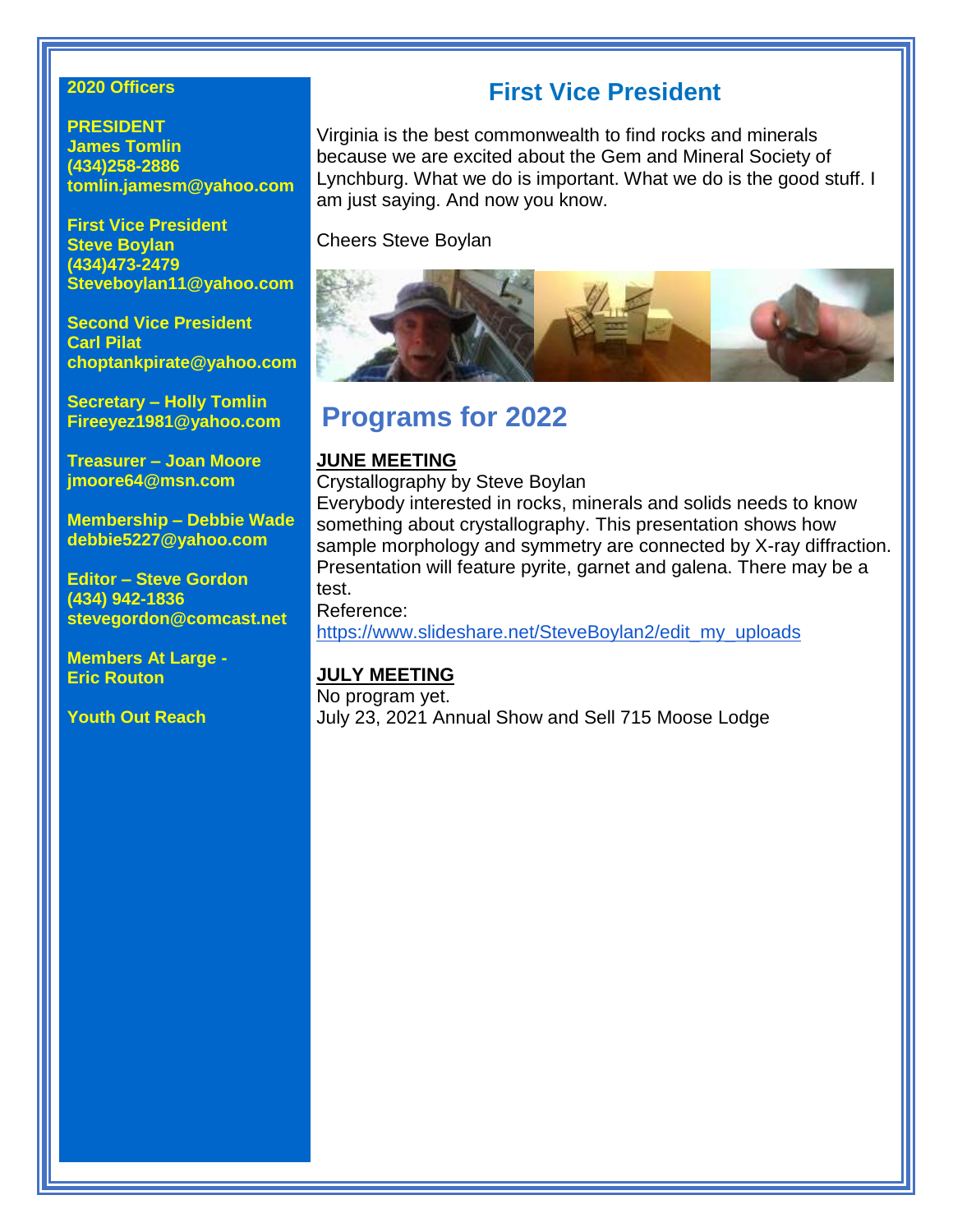**2020 Officers**

**PRESIDENT**
**James Tomlin**
**(434)258-2886**
**tomlin.jamesm@yahoo.com**

**First Vice President**
**Steve Boylan**
**(434)473-2479**
**Steveboylan11@yahoo.com**

**Second Vice President**
**Carl Pilat**
**choptankpirate@yahoo.com**

**Secretary – Holly Tomlin**
**Fireeyez1981@yahoo.com**

**Treasurer – Joan Moore**
**jmoore64@msn.com**

**Membership – Debbie Wade**
**debbie5227@yahoo.com**

**Editor – Steve Gordon**
**(434) 942-1836**
**stevegordon@comcast.net**

**Members At Large -**
**Eric Routon**

**Youth Out Reach**

## First Vice President

Virginia is the best commonwealth to find rocks and minerals because we are excited about the Gem and Mineral Society of Lynchburg. What we do is important. What we do is the good stuff. I am just saying. And now you know.

Cheers Steve Boylan

# Programs for 2022

**JUNE MEETING**

Crystallography by Steve Boylan

Everybody interested in rocks, minerals and solids needs to know something about crystallography. This presentation shows how sample morphology and symmetry are connected by X-ray diffraction. Presentation will feature pyrite, garnet and galena. There may be a test.

Reference:
https://www.slideshare.net/SteveBoylan2/edit_my_uploads

**JULY MEETING**

No program yet.

July 23, 2021 Annual Show and Sell 715 Moose Lodge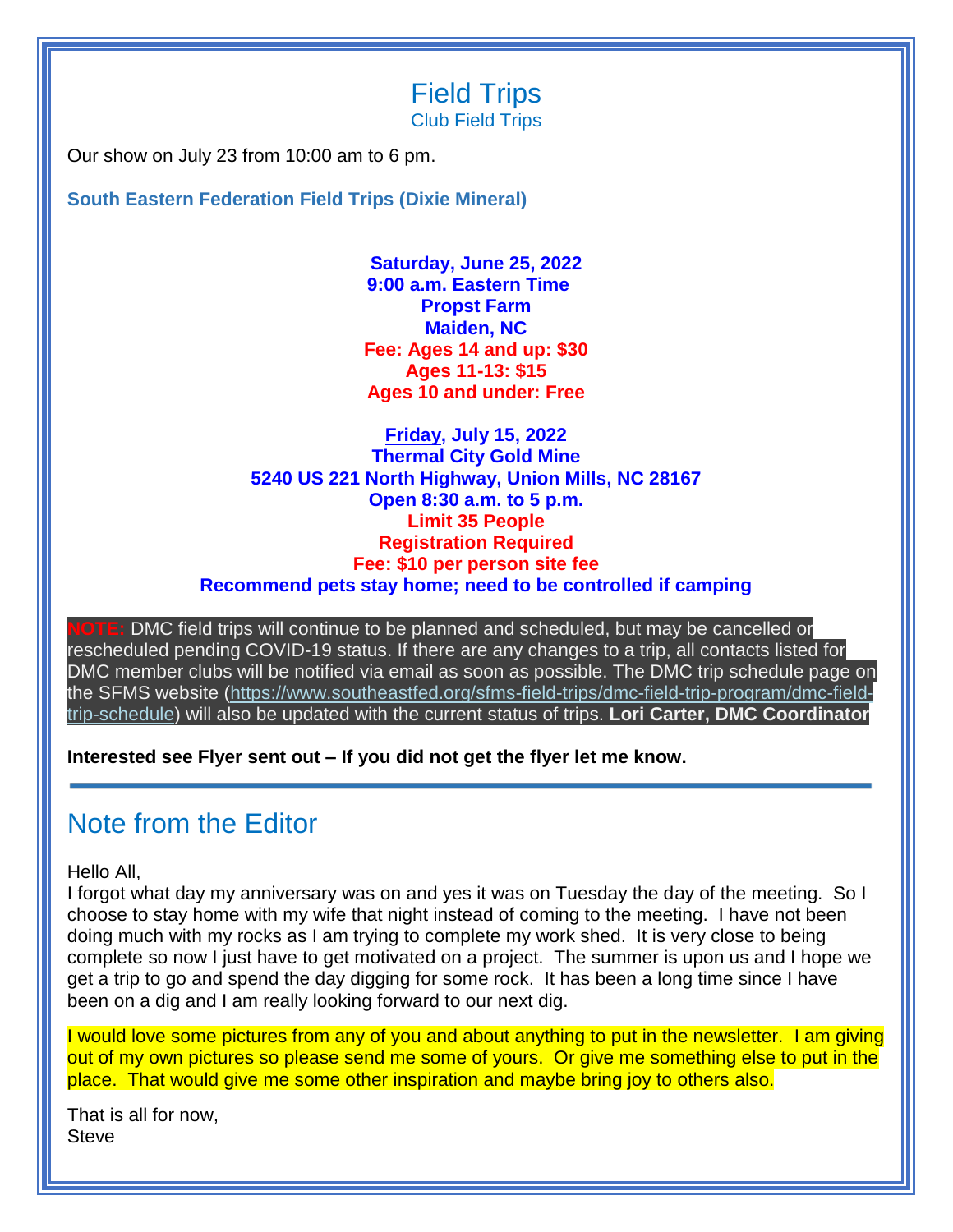# Field Trips

## Club Field Trips

Our show on July 23 from 10:00 am to 6 pm.

### South Eastern Federation Field Trips (Dixie Mineral)

**Saturday, June 25, 2022**
**9:00 a.m. Eastern Time**
**Propst Farm**
**Maiden, NC**
**Fee: Ages 14 and up: $30**
**Ages 11-13: $15**
**Ages 10 and under: Free**

**Friday, July 15, 2022**
**Thermal City Gold Mine**
**5240 US 221 North Highway, Union Mills, NC 28167**
**Open 8:30 a.m. to 5 p.m.**
**Limit 35 People**
**Registration Required**
**Fee: $10 per person site fee**
**Recommend pets stay home; need to be controlled if camping**

NOTE: DMC field trips will continue to be planned and scheduled, but may be cancelled or rescheduled pending COVID-19 status. If there are any changes to a trip, all contacts listed for DMC member clubs will be notified via email as soon as possible. The DMC trip schedule page on the SFMS website (https://www.southeastfed.org/sfms-field-trips/dmc-field-trip-program/dmc-field-trip-schedule) will also be updated with the current status of trips. **Lori Carter, DMC Coordinator**

**Interested see Flyer sent out – If you did not get the flyer let me know.**

---

# Note from the Editor

Hello All,
I forgot what day my anniversary was on and yes it was on Tuesday the day of the meeting. So I choose to stay home with my wife that night instead of coming to the meeting. I have not been doing much with my rocks as I am trying to complete my work shed. It is very close to being complete so now I just have to get motivated on a project. The summer is upon us and I hope we get a trip to go and spend the day digging for some rock. It has been a long time since I have been on a dig and I am really looking forward to our next dig.

I would love some pictures from any of you and about anything to put in the newsletter. I am giving out of my own pictures so please send me some of yours. Or give me something else to put in the place. That would give me some other inspiration and maybe bring joy to others also.

That is all for now,
Steve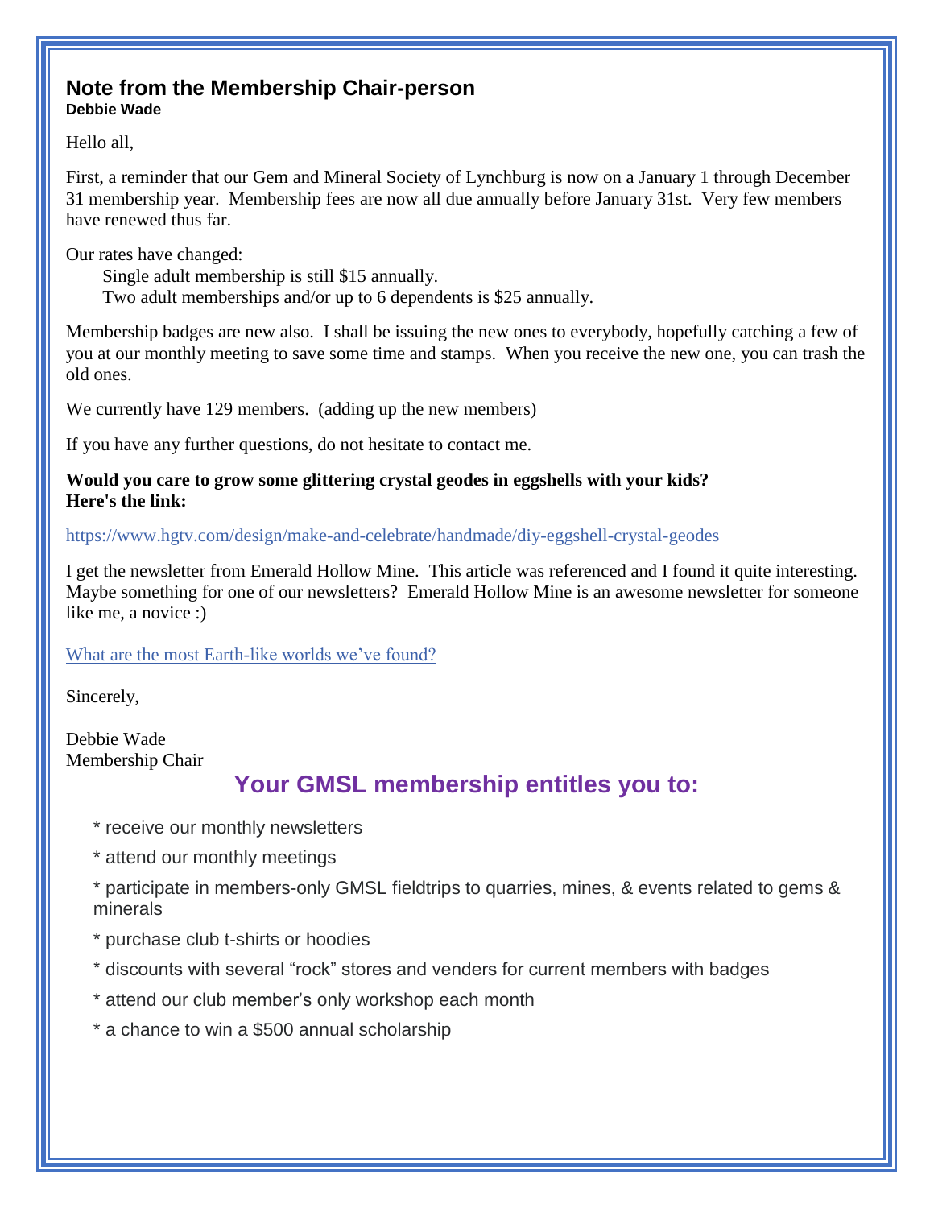## Note from the Membership Chair-person

**Debbie Wade**

Hello all,

First, a reminder that our Gem and Mineral Society of Lynchburg is now on a January 1 through December 31 membership year. Membership fees are now all due annually before January 31st. Very few members have renewed thus far.

Our rates have changed:

Single adult membership is still $15 annually.
Two adult memberships and/or up to 6 dependents is $25 annually.

Membership badges are new also. I shall be issuing the new ones to everybody, hopefully catching a few of you at our monthly meeting to save some time and stamps. When you receive the new one, you can trash the old ones.

We currently have 129 members. (adding up the new members)

If you have any further questions, do not hesitate to contact me.

**Would you care to grow some glittering crystal geodes in eggshells with your kids? Here's the link:**

https://www.hgtv.com/design/make-and-celebrate/handmade/diy-eggshell-crystal-geodes

I get the newsletter from Emerald Hollow Mine. This article was referenced and I found it quite interesting. Maybe something for one of our newsletters? Emerald Hollow Mine is an awesome newsletter for someone like me, a novice :)

What are the most Earth-like worlds we've found?

Sincerely,

Debbie Wade
Membership Chair

## Your GMSL membership entitles you to:

* receive our monthly newsletters
* attend our monthly meetings
* participate in members-only GMSL fieldtrips to quarries, mines, & events related to gems & minerals
* purchase club t-shirts or hoodies
* discounts with several "rock" stores and venders for current members with badges
* attend our club member's only workshop each month
* a chance to win a $500 annual scholarship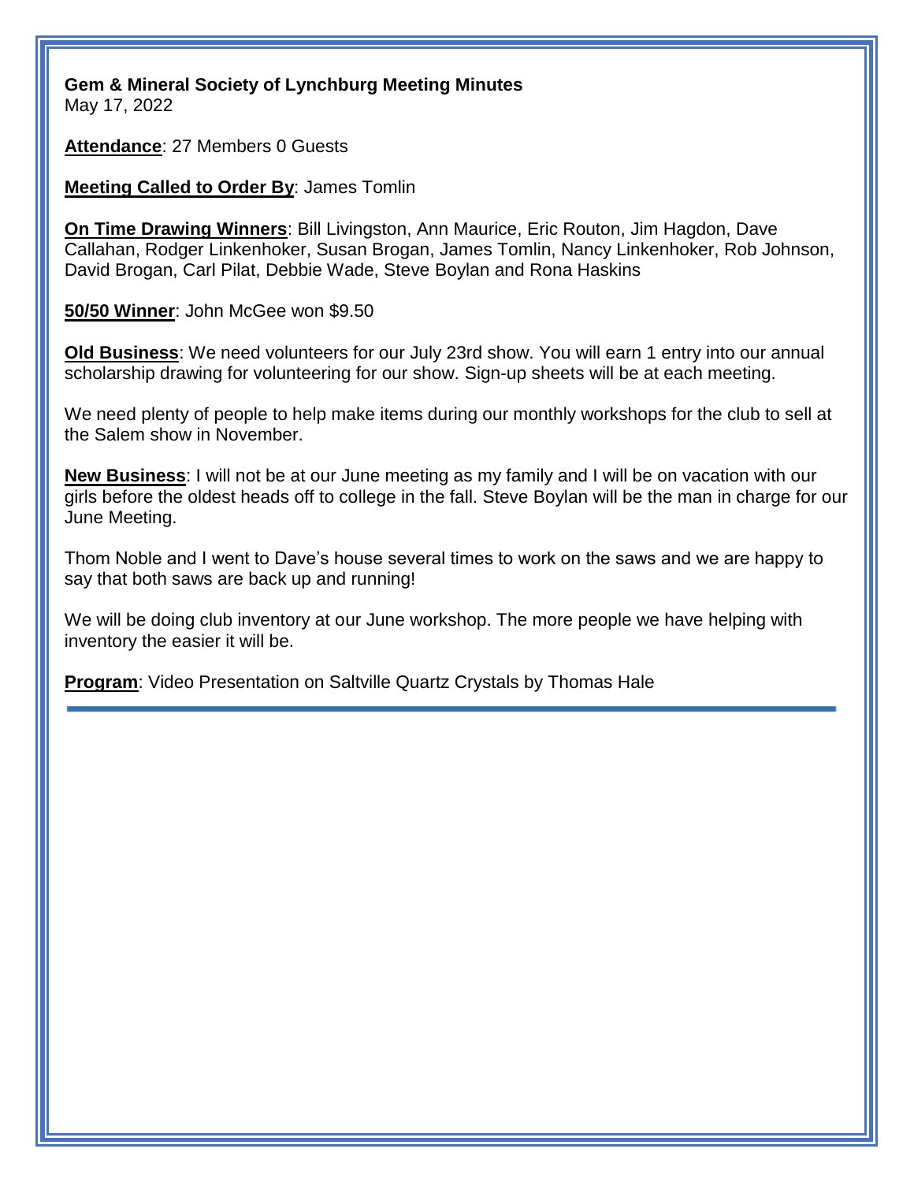**Gem & Mineral Society of Lynchburg Meeting Minutes**
May 17, 2022

**Attendance**: 27 Members 0 Guests

**Meeting Called to Order By**: James Tomlin

**On Time Drawing Winners**: Bill Livingston, Ann Maurice, Eric Routon, Jim Hagdon, Dave Callahan, Rodger Linkenhoker, Susan Brogan, James Tomlin, Nancy Linkenhoker, Rob Johnson, David Brogan, Carl Pilat, Debbie Wade, Steve Boylan and Rona Haskins

**50/50 Winner**: John McGee won $9.50

**Old Business**: We need volunteers for our July 23rd show. You will earn 1 entry into our annual scholarship drawing for volunteering for our show. Sign-up sheets will be at each meeting.

We need plenty of people to help make items during our monthly workshops for the club to sell at the Salem show in November.

**New Business**: I will not be at our June meeting as my family and I will be on vacation with our girls before the oldest heads off to college in the fall. Steve Boylan will be the man in charge for our June Meeting.

Thom Noble and I went to Dave's house several times to work on the saws and we are happy to say that both saws are back up and running!

We will be doing club inventory at our June workshop. The more people we have helping with inventory the easier it will be.

**Program**: Video Presentation on Saltville Quartz Crystals by Thomas Hale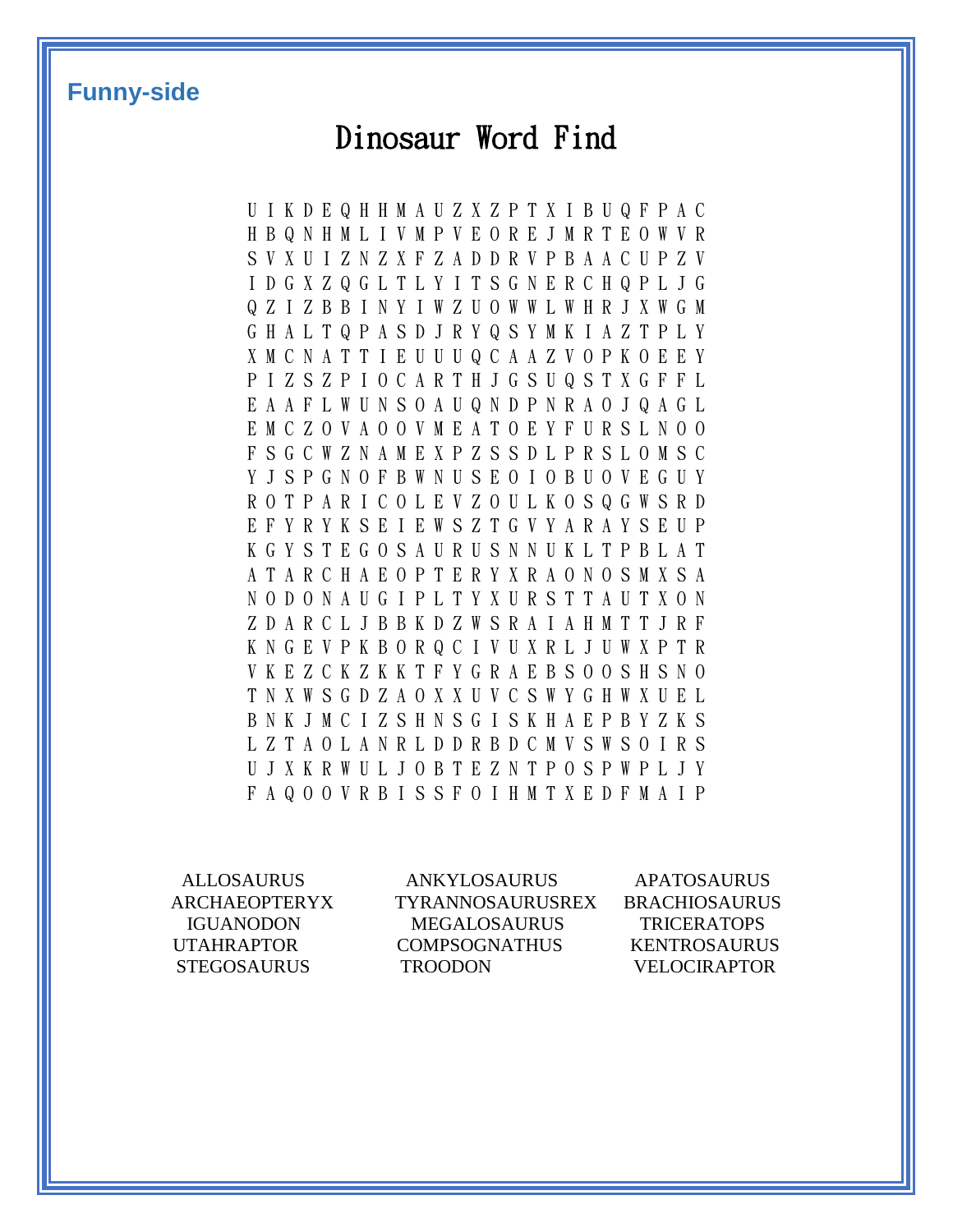**Funny-side**

# Dinosaur Word Find

```
U I K D E Q H H M A U Z X Z P T X I B U Q F P A C
H B Q N H M L I V M P V E O R E J M R T E O W V R
S V X U I Z N Z X F Z A D D R V P B A A C U P Z V
I D G X Z Q G L T L Y I T S G N E R C H Q P L J G
Q Z I Z B B I N Y I W Z U O W W L W H R J X W G M
G H A L T Q P A S D J R Y Q S Y M K I A Z T P L Y
X M C N A T T I E U U U Q C A A Z V O P K O E E Y
P I Z S Z P I O C A R T H J G S U Q S T X G F F L
E A A F L W U N S O A U Q N D P N R A O J Q A G L
E M C Z O V A O O V M E A T O E Y F U R S L N O O
F S G C W Z N A M E X P Z S S D L P R S L O M S C
Y J S P G N O F B W N U S E O I O B U O V E G U Y
R O T P A R I C O L E V Z O U L K O S Q G W S R D
E F Y R Y K S E I E W S Z T G V Y A R A Y S E U P
K G Y S T E G O S A U R U S N N U K L T P B L A T
A T A R C H A E O P T E R Y X R A O N O S M X S A
N O D O N A U G I P L T Y X U R S T T A U T X O N
Z D A R C L J B B K D Z W S R A I A H M T T J R F
K N G E V P K B O R Q C I V U X R L J U W X P T R
V K E Z C K Z K K T F Y G R A E B S O O S H S N O
T N X W S G D Z A O X X U V C S W Y G H W X U E L
B N K J M C I Z S H N S G I S K H A E P B Y Z K S
L Z T A O L A N R L D D R B D C M V S W S O I R S
U J X K R W U L J O B T E Z N T P O S P W P L J Y
F A Q O O V R B I S S F O I H M T X E D F M A I P
```

| | | |
|---|---|---|
| ALLOSAURUS | ANKYLOSAURUS | APATOSAURUS |
| ARCHAEOPTERYX | TYRANNOSAURUSREX | BRACHIOSAURUS |
| IGUANODON | MEGALOSAURUS | TRICERATOPS |
| UTAHRAPTOR | COMPSOGNATHUS | KENTROSAURUS |
| STEGOSAURUS | TROODON | VELOCIRAPTOR |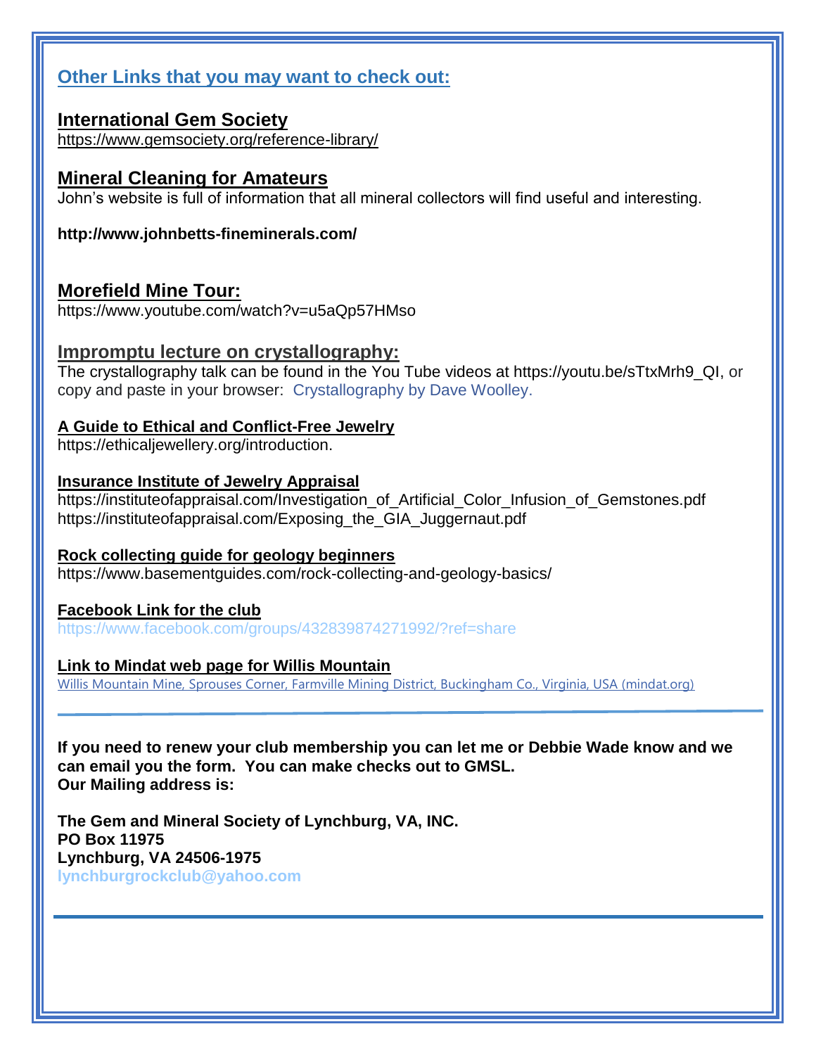## Other Links that you may want to check out:

### International Gem Society

https://www.gemsociety.org/reference-library/

### Mineral Cleaning for Amateurs

John's website is full of information that all mineral collectors will find useful and interesting.

**http://www.johnbetts-fineminerals.com/**

### Morefield Mine Tour:

https://www.youtube.com/watch?v=u5aQp57HMso

### Impromptu lecture on crystallography:

The crystallography talk can be found in the You Tube videos at https://youtu.be/sTtxMrh9_QI, or copy and paste in your browser: Crystallography by Dave Woolley.

**A Guide to Ethical and Conflict-Free Jewelry**

https://ethicaljewellery.org/introduction.

**Insurance Institute of Jewelry Appraisal**

https://instituteofappraisal.com/Investigation_of_Artificial_Color_Infusion_of_Gemstones.pdf
https://instituteofappraisal.com/Exposing_the_GIA_Juggernaut.pdf

**Rock collecting guide for geology beginners**

https://www.basementguides.com/rock-collecting-and-geology-basics/

**Facebook Link for the club**

https://www.facebook.com/groups/432839874271992/?ref=share

**Link to Mindat web page for Willis Mountain**

Willis Mountain Mine, Sprouses Corner, Farmville Mining District, Buckingham Co., Virginia, USA (mindat.org)

---

**If you need to renew your club membership you can let me or Debbie Wade know and we can email you the form. You can make checks out to GMSL.**
**Our Mailing address is:**

**The Gem and Mineral Society of Lynchburg, VA, INC.**
**PO Box 11975**
**Lynchburg, VA 24506-1975**
**lynchburgrockclub@yahoo.com**